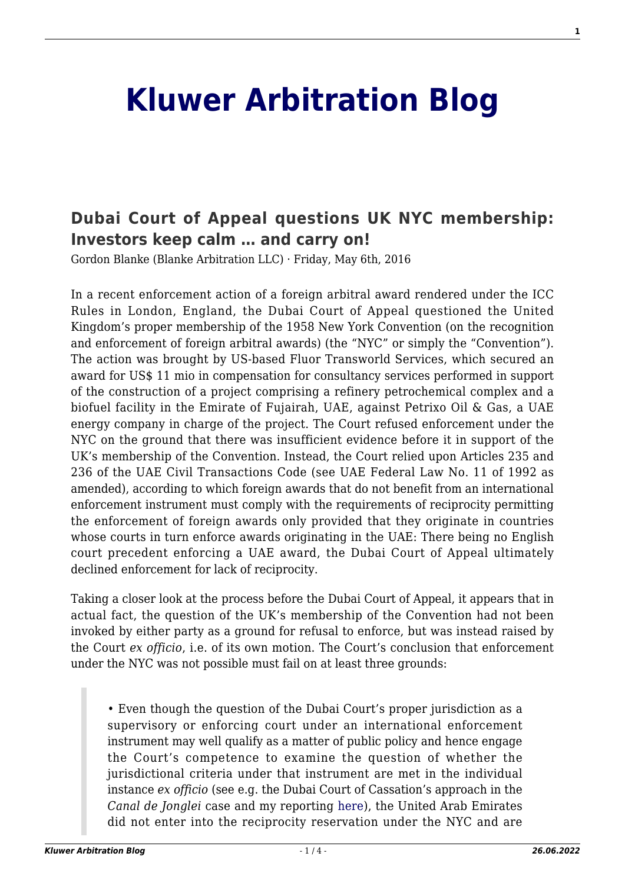# Kluwer Arbitration Blog

## Dubai Court of Appeal questions UK NYC membership: Investors keep calm … and carry on!

Gordon Blanke (Blanke Arbitration LLC) · Friday, May 6th, 2016

In a recent enforcement action of a foreign arbitral award rendered under the ICC Rules in London, England, the Dubai Court of Appeal questioned the United Kingdom's proper membership of the 1958 New York Convention (on the recognition and enforcement of foreign arbitral awards) (the "NYC" or simply the "Convention"). The action was brought by US-based Fluor Transworld Services, which secured an award for US$ 11 mio in compensation for consultancy services performed in support of the construction of a project comprising a refinery petrochemical complex and a biofuel facility in the Emirate of Fujairah, UAE, against Petrixo Oil & Gas, a UAE energy company in charge of the project. The Court refused enforcement under the NYC on the ground that there was insufficient evidence before it in support of the UK's membership of the Convention. Instead, the Court relied upon Articles 235 and 236 of the UAE Civil Transactions Code (see UAE Federal Law No. 11 of 1992 as amended), according to which foreign awards that do not benefit from an international enforcement instrument must comply with the requirements of reciprocity permitting the enforcement of foreign awards only provided that they originate in countries whose courts in turn enforce awards originating in the UAE: There being no English court precedent enforcing a UAE award, the Dubai Court of Appeal ultimately declined enforcement for lack of reciprocity.

Taking a closer look at the process before the Dubai Court of Appeal, it appears that in actual fact, the question of the UK's membership of the Convention had not been invoked by either party as a ground for refusal to enforce, but was instead raised by the Court *ex officio*, i.e. of its own motion. The Court's conclusion that enforcement under the NYC was not possible must fail on at least three grounds:

> • Even though the question of the Dubai Court's proper jurisdiction as a supervisory or enforcing court under an international enforcement instrument may well qualify as a matter of public policy and hence engage the Court's competence to examine the question of whether the jurisdictional criteria under that instrument are met in the individual instance *ex officio* (see e.g. the Dubai Court of Cassation's approach in the *Canal de Jonglei* case and my reporting here), the United Arab Emirates did not enter into the reciprocity reservation under the NYC and are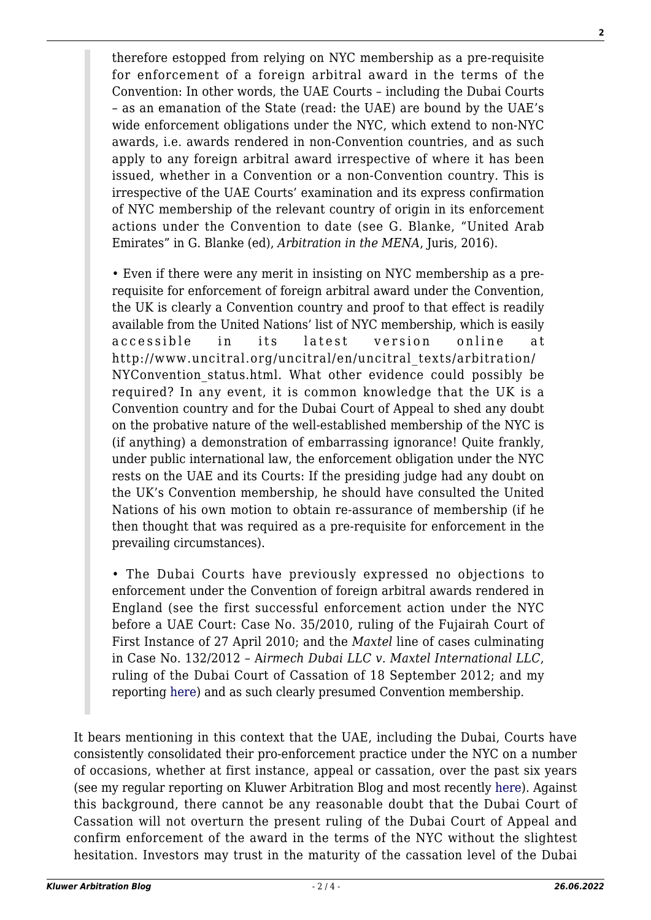> therefore estopped from relying on NYC membership as a pre-requisite for enforcement of a foreign arbitral award in the terms of the Convention: In other words, the UAE Courts – including the Dubai Courts – as an emanation of the State (read: the UAE) are bound by the UAE's wide enforcement obligations under the NYC, which extend to non-NYC awards, i.e. awards rendered in non-Convention countries, and as such apply to any foreign arbitral award irrespective of where it has been issued, whether in a Convention or a non-Convention country. This is irrespective of the UAE Courts' examination and its express confirmation of NYC membership of the relevant country of origin in its enforcement actions under the Convention to date (see G. Blanke, "United Arab Emirates" in G. Blanke (ed), *Arbitration in the MENA*, Juris, 2016).
>
> • Even if there were any merit in insisting on NYC membership as a pre-requisite for enforcement of foreign arbitral award under the Convention, the UK is clearly a Convention country and proof to that effect is readily available from the United Nations' list of NYC membership, which is easily accessible in its latest version online at http://www.uncitral.org/uncitral/en/uncitral_texts/arbitration/NYConvention_status.html. What other evidence could possibly be required? In any event, it is common knowledge that the UK is a Convention country and for the Dubai Court of Appeal to shed any doubt on the probative nature of the well-established membership of the NYC is (if anything) a demonstration of embarrassing ignorance! Quite frankly, under public international law, the enforcement obligation under the NYC rests on the UAE and its Courts: If the presiding judge had any doubt on the UK's Convention membership, he should have consulted the United Nations of his own motion to obtain re-assurance of membership (if he then thought that was required as a pre-requisite for enforcement in the prevailing circumstances).
>
> • The Dubai Courts have previously expressed no objections to enforcement under the Convention of foreign arbitral awards rendered in England (see the first successful enforcement action under the NYC before a UAE Court: Case No. 35/2010, ruling of the Fujairah Court of First Instance of 27 April 2010; and the *Maxtel* line of cases culminating in Case No. 132/2012 – A*irmech Dubai LLC v. Maxtel International LLC*, ruling of the Dubai Court of Cassation of 18 September 2012; and my reporting here) and as such clearly presumed Convention membership.

It bears mentioning in this context that the UAE, including the Dubai, Courts have consistently consolidated their pro-enforcement practice under the NYC on a number of occasions, whether at first instance, appeal or cassation, over the past six years (see my regular reporting on Kluwer Arbitration Blog and most recently here). Against this background, there cannot be any reasonable doubt that the Dubai Court of Cassation will not overturn the present ruling of the Dubai Court of Appeal and confirm enforcement of the award in the terms of the NYC without the slightest hesitation. Investors may trust in the maturity of the cassation level of the Dubai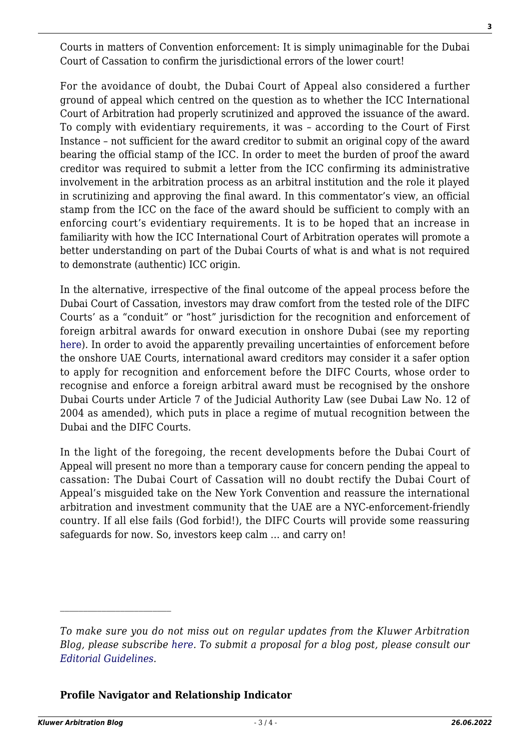Courts in matters of Convention enforcement: It is simply unimaginable for the Dubai Court of Cassation to confirm the jurisdictional errors of the lower court!

For the avoidance of doubt, the Dubai Court of Appeal also considered a further ground of appeal which centred on the question as to whether the ICC International Court of Arbitration had properly scrutinized and approved the issuance of the award. To comply with evidentiary requirements, it was – according to the Court of First Instance – not sufficient for the award creditor to submit an original copy of the award bearing the official stamp of the ICC. In order to meet the burden of proof the award creditor was required to submit a letter from the ICC confirming its administrative involvement in the arbitration process as an arbitral institution and the role it played in scrutinizing and approving the final award. In this commentator's view, an official stamp from the ICC on the face of the award should be sufficient to comply with an enforcing court's evidentiary requirements. It is to be hoped that an increase in familiarity with how the ICC International Court of Arbitration operates will promote a better understanding on part of the Dubai Courts of what is and what is not required to demonstrate (authentic) ICC origin.

In the alternative, irrespective of the final outcome of the appeal process before the Dubai Court of Cassation, investors may draw comfort from the tested role of the DIFC Courts' as a "conduit" or "host" jurisdiction for the recognition and enforcement of foreign arbitral awards for onward execution in onshore Dubai (see my reporting here). In order to avoid the apparently prevailing uncertainties of enforcement before the onshore UAE Courts, international award creditors may consider it a safer option to apply for recognition and enforcement before the DIFC Courts, whose order to recognise and enforce a foreign arbitral award must be recognised by the onshore Dubai Courts under Article 7 of the Judicial Authority Law (see Dubai Law No. 12 of 2004 as amended), which puts in place a regime of mutual recognition between the Dubai and the DIFC Courts.

In the light of the foregoing, the recent developments before the Dubai Court of Appeal will present no more than a temporary cause for concern pending the appeal to cassation: The Dubai Court of Cassation will no doubt rectify the Dubai Court of Appeal's misguided take on the New York Convention and reassure the international arbitration and investment community that the UAE are a NYC-enforcement-friendly country. If all else fails (God forbid!), the DIFC Courts will provide some reassuring safeguards for now. So, investors keep calm ... and carry on!

---

*To make sure you do not miss out on regular updates from the Kluwer Arbitration Blog, please subscribe here. To submit a proposal for a blog post, please consult our Editorial Guidelines.*

**Profile Navigator and Relationship Indicator**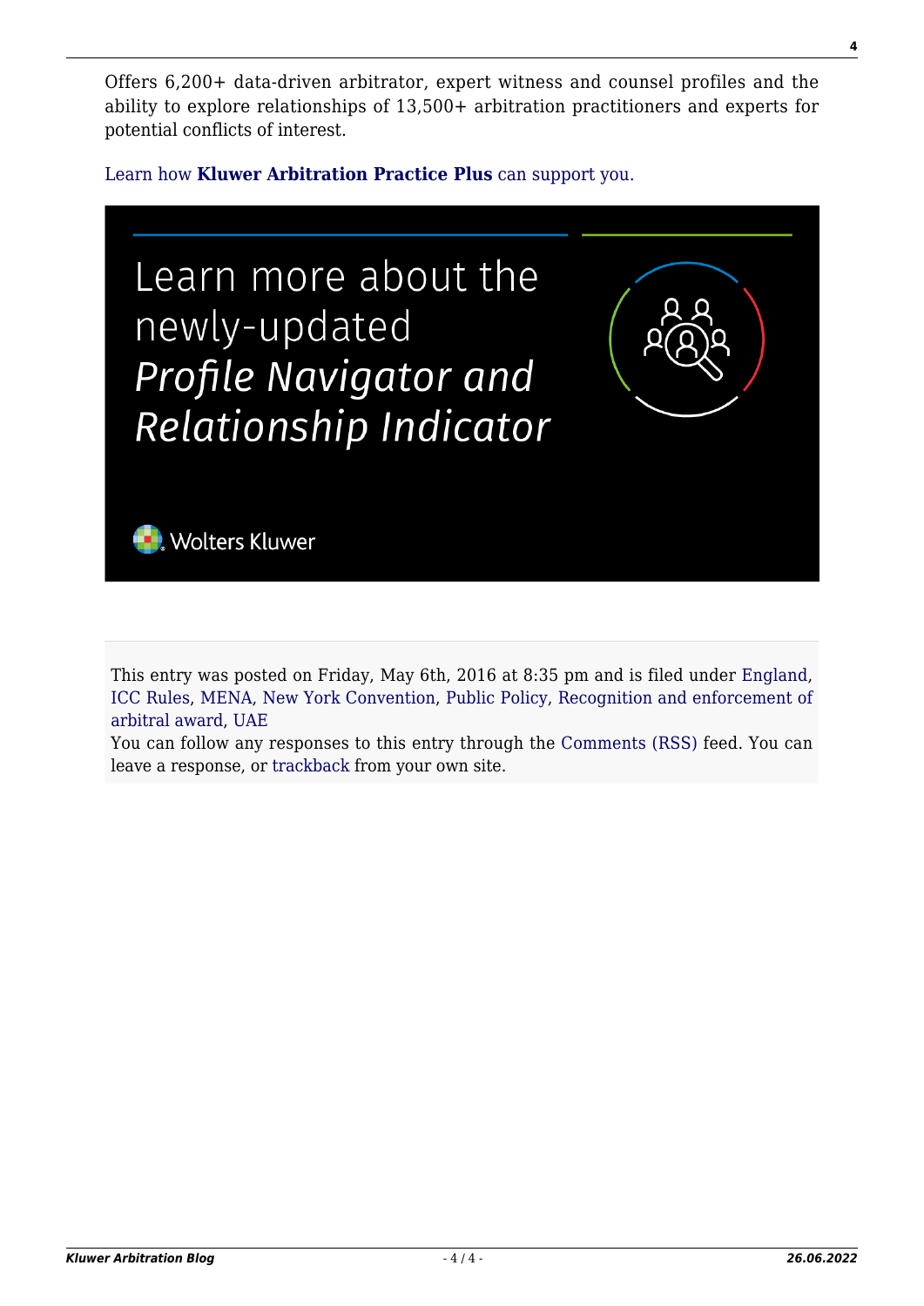Offers 6,200+ data-driven arbitrator, expert witness and counsel profiles and the ability to explore relationships of 13,500+ arbitration practitioners and experts for potential conflicts of interest.

Learn how **Kluwer Arbitration Practice Plus** can support you.

Learn more about the newly-updated *Profile Navigator and Relationship Indicator*

Wolters Kluwer

This entry was posted on Friday, May 6th, 2016 at 8:35 pm and is filed under England, ICC Rules, MENA, New York Convention, Public Policy, Recognition and enforcement of arbitral award, UAE

You can follow any responses to this entry through the Comments (RSS) feed. You can leave a response, or trackback from your own site.